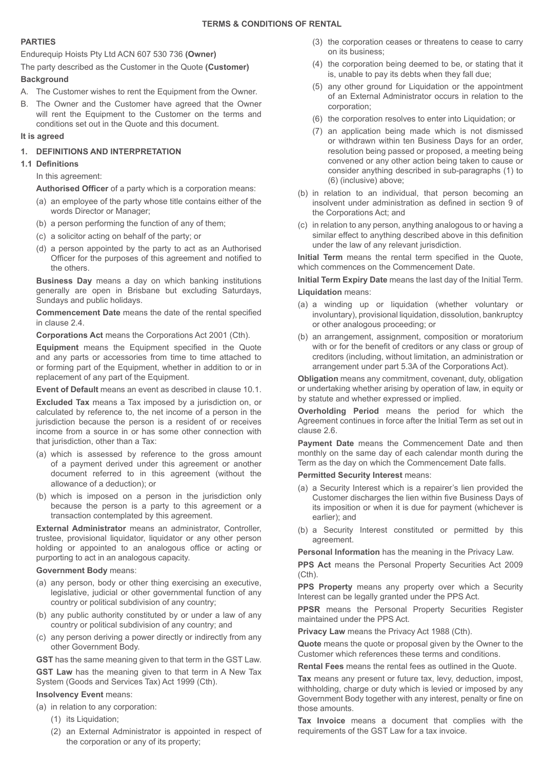# TERMS & CONDITIONS OF RENTAL

**PARTIES**

Endurequip Hoists Pty Ltd ACN 607 530 736 **(Owner)**

The party described as the Customer in the Quote **(Customer)**

**Background**

A. The Customer wishes to rent the Equipment from the Owner.

B. The Owner and the Customer have agreed that the Owner will rent the Equipment to the Customer on the terms and conditions set out in the Quote and this document.

**It is agreed**

## 1. DEFINITIONS AND INTERPRETATION

### 1.1 Definitions

In this agreement:

**Authorised Officer** of a party which is a corporation means:

(a) an employee of the party whose title contains either of the words Director or Manager;

(b) a person performing the function of any of them;

(c) a solicitor acting on behalf of the party; or

(d) a person appointed by the party to act as an Authorised Officer for the purposes of this agreement and notified to the others.

**Business Day** means a day on which banking institutions generally are open in Brisbane but excluding Saturdays, Sundays and public holidays.

**Commencement Date** means the date of the rental specified in clause 2.4.

**Corporations Act** means the Corporations Act 2001 (Cth).

**Equipment** means the Equipment specified in the Quote and any parts or accessories from time to time attached to or forming part of the Equipment, whether in addition to or in replacement of any part of the Equipment.

**Event of Default** means an event as described in clause 10.1.

**Excluded Tax** means a Tax imposed by a jurisdiction on, or calculated by reference to, the net income of a person in the jurisdiction because the person is a resident of or receives income from a source in or has some other connection with that jurisdiction, other than a Tax:

(a) which is assessed by reference to the gross amount of a payment derived under this agreement or another document referred to in this agreement (without the allowance of a deduction); or

(b) which is imposed on a person in the jurisdiction only because the person is a party to this agreement or a transaction contemplated by this agreement.

**External Administrator** means an administrator, Controller, trustee, provisional liquidator, liquidator or any other person holding or appointed to an analogous office or acting or purporting to act in an analogous capacity.

**Government Body** means:

(a) any person, body or other thing exercising an executive, legislative, judicial or other governmental function of any country or political subdivision of any country;

(b) any public authority constituted by or under a law of any country or political subdivision of any country; and

(c) any person deriving a power directly or indirectly from any other Government Body.

**GST** has the same meaning given to that term in the GST Law.

**GST Law** has the meaning given to that term in A New Tax System (Goods and Services Tax) Act 1999 (Cth).

**Insolvency Event** means:

(a) in relation to any corporation:

(1) its Liquidation;

(2) an External Administrator is appointed in respect of the corporation or any of its property;

(3) the corporation ceases or threatens to cease to carry on its business;

(4) the corporation being deemed to be, or stating that it is, unable to pay its debts when they fall due;

(5) any other ground for Liquidation or the appointment of an External Administrator occurs in relation to the corporation;

(6) the corporation resolves to enter into Liquidation; or

(7) an application being made which is not dismissed or withdrawn within ten Business Days for an order, resolution being passed or proposed, a meeting being convened or any other action being taken to cause or consider anything described in sub-paragraphs (1) to (6) (inclusive) above;

(b) in relation to an individual, that person becoming an insolvent under administration as defined in section 9 of the Corporations Act; and

(c) in relation to any person, anything analogous to or having a similar effect to anything described above in this definition under the law of any relevant jurisdiction.

**Initial Term** means the rental term specified in the Quote, which commences on the Commencement Date.

**Initial Term Expiry Date** means the last day of the Initial Term.

**Liquidation** means:

(a) a winding up or liquidation (whether voluntary or involuntary), provisional liquidation, dissolution, bankruptcy or other analogous proceeding; or

(b) an arrangement, assignment, composition or moratorium with or for the benefit of creditors or any class or group of creditors (including, without limitation, an administration or arrangement under part 5.3A of the Corporations Act).

**Obligation** means any commitment, covenant, duty, obligation or undertaking whether arising by operation of law, in equity or by statute and whether expressed or implied.

**Overholding Period** means the period for which the Agreement continues in force after the Initial Term as set out in clause 2.6.

**Payment Date** means the Commencement Date and then monthly on the same day of each calendar month during the Term as the day on which the Commencement Date falls.

**Permitted Security Interest** means:

(a) a Security Interest which is a repairer's lien provided the Customer discharges the lien within five Business Days of its imposition or when it is due for payment (whichever is earlier); and

(b) a Security Interest constituted or permitted by this agreement.

**Personal Information** has the meaning in the Privacy Law.

**PPS Act** means the Personal Property Securities Act 2009 (Cth).

**PPS Property** means any property over which a Security Interest can be legally granted under the PPS Act.

**PPSR** means the Personal Property Securities Register maintained under the PPS Act.

**Privacy Law** means the Privacy Act 1988 (Cth).

**Quote** means the quote or proposal given by the Owner to the Customer which references these terms and conditions.

**Rental Fees** means the rental fees as outlined in the Quote.

**Tax** means any present or future tax, levy, deduction, impost, withholding, charge or duty which is levied or imposed by any Government Body together with any interest, penalty or fine on those amounts.

**Tax Invoice** means a document that complies with the requirements of the GST Law for a tax invoice.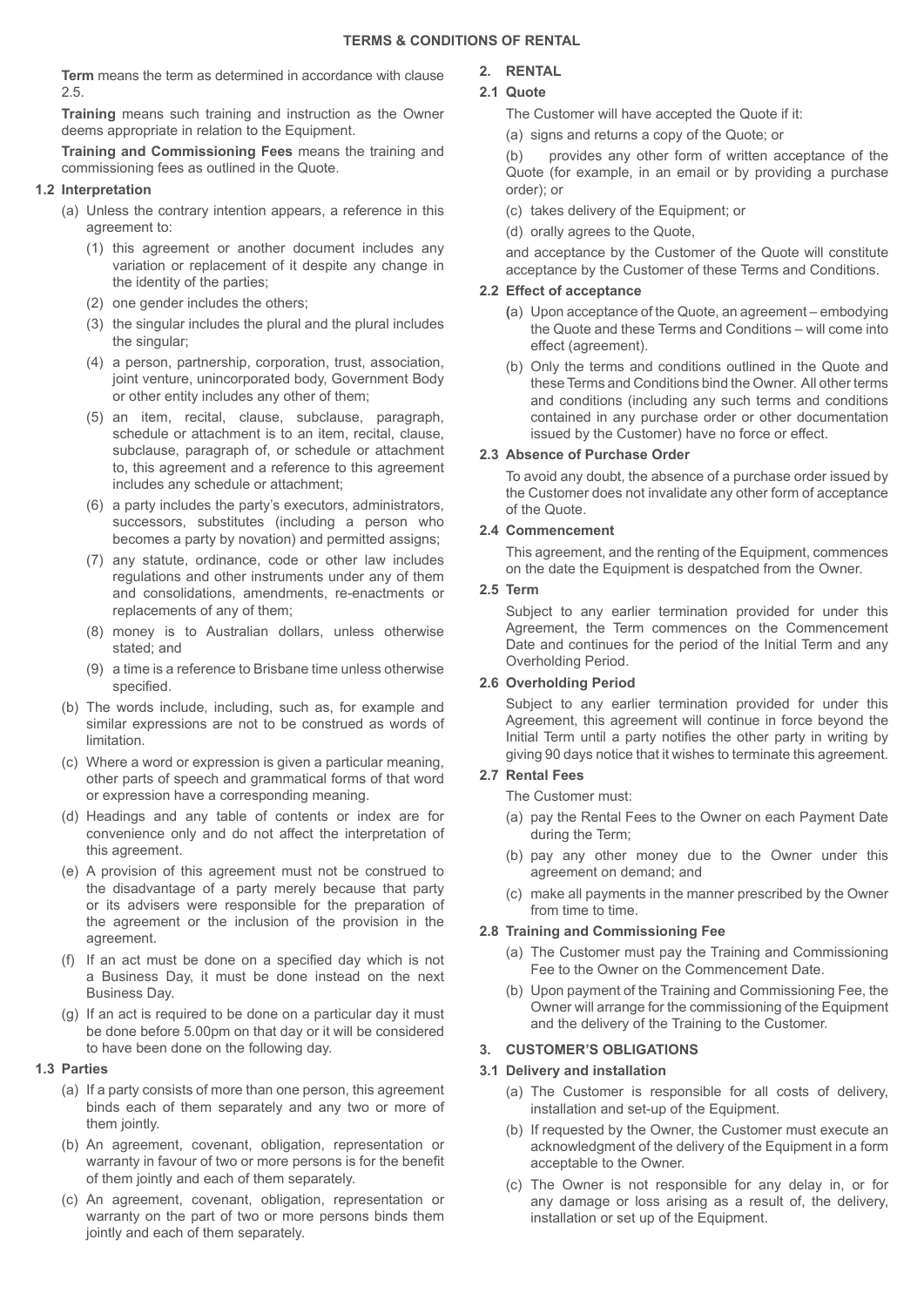## TERMS & CONDITIONS OF RENTAL

**Term** means the term as determined in accordance with clause 2.5.

**Training** means such training and instruction as the Owner deems appropriate in relation to the Equipment.

**Training and Commissioning Fees** means the training and commissioning fees as outlined in the Quote.

### 1.2 Interpretation

(a) Unless the contrary intention appears, a reference in this agreement to:

(1) this agreement or another document includes any variation or replacement of it despite any change in the identity of the parties;

(2) one gender includes the others;

(3) the singular includes the plural and the plural includes the singular;

(4) a person, partnership, corporation, trust, association, joint venture, unincorporated body, Government Body or other entity includes any other of them;

(5) an item, recital, clause, subclause, paragraph, schedule or attachment is to an item, recital, clause, subclause, paragraph of, or schedule or attachment to, this agreement and a reference to this agreement includes any schedule or attachment;

(6) a party includes the party's executors, administrators, successors, substitutes (including a person who becomes a party by novation) and permitted assigns;

(7) any statute, ordinance, code or other law includes regulations and other instruments under any of them and consolidations, amendments, re-enactments or replacements of any of them;

(8) money is to Australian dollars, unless otherwise stated; and

(9) a time is a reference to Brisbane time unless otherwise specified.

(b) The words include, including, such as, for example and similar expressions are not to be construed as words of limitation.

(c) Where a word or expression is given a particular meaning, other parts of speech and grammatical forms of that word or expression have a corresponding meaning.

(d) Headings and any table of contents or index are for convenience only and do not affect the interpretation of this agreement.

(e) A provision of this agreement must not be construed to the disadvantage of a party merely because that party or its advisers were responsible for the preparation of the agreement or the inclusion of the provision in the agreement.

(f) If an act must be done on a specified day which is not a Business Day, it must be done instead on the next Business Day.

(g) If an act is required to be done on a particular day it must be done before 5.00pm on that day or it will be considered to have been done on the following day.

### 1.3 Parties

(a) If a party consists of more than one person, this agreement binds each of them separately and any two or more of them jointly.

(b) An agreement, covenant, obligation, representation or warranty in favour of two or more persons is for the benefit of them jointly and each of them separately.

(c) An agreement, covenant, obligation, representation or warranty on the part of two or more persons binds them jointly and each of them separately.

## 2. RENTAL

### 2.1 Quote

The Customer will have accepted the Quote if it:

(a) signs and returns a copy of the Quote; or

(b) provides any other form of written acceptance of the Quote (for example, in an email or by providing a purchase order); or

(c) takes delivery of the Equipment; or

(d) orally agrees to the Quote,

and acceptance by the Customer of the Quote will constitute acceptance by the Customer of these Terms and Conditions.

### 2.2 Effect of acceptance

(a) Upon acceptance of the Quote, an agreement – embodying the Quote and these Terms and Conditions – will come into effect (agreement).

(b) Only the terms and conditions outlined in the Quote and these Terms and Conditions bind the Owner. All other terms and conditions (including any such terms and conditions contained in any purchase order or other documentation issued by the Customer) have no force or effect.

### 2.3 Absence of Purchase Order

To avoid any doubt, the absence of a purchase order issued by the Customer does not invalidate any other form of acceptance of the Quote.

### 2.4 Commencement

This agreement, and the renting of the Equipment, commences on the date the Equipment is despatched from the Owner.

### 2.5 Term

Subject to any earlier termination provided for under this Agreement, the Term commences on the Commencement Date and continues for the period of the Initial Term and any Overholding Period.

### 2.6 Overholding Period

Subject to any earlier termination provided for under this Agreement, this agreement will continue in force beyond the Initial Term until a party notifies the other party in writing by giving 90 days notice that it wishes to terminate this agreement.

### 2.7 Rental Fees

The Customer must:

(a) pay the Rental Fees to the Owner on each Payment Date during the Term;

(b) pay any other money due to the Owner under this agreement on demand; and

(c) make all payments in the manner prescribed by the Owner from time to time.

### 2.8 Training and Commissioning Fee

(a) The Customer must pay the Training and Commissioning Fee to the Owner on the Commencement Date.

(b) Upon payment of the Training and Commissioning Fee, the Owner will arrange for the commissioning of the Equipment and the delivery of the Training to the Customer.

## 3. CUSTOMER'S OBLIGATIONS

### 3.1 Delivery and installation

(a) The Customer is responsible for all costs of delivery, installation and set-up of the Equipment.

(b) If requested by the Owner, the Customer must execute an acknowledgment of the delivery of the Equipment in a form acceptable to the Owner.

(c) The Owner is not responsible for any delay in, or for any damage or loss arising as a result of, the delivery, installation or set up of the Equipment.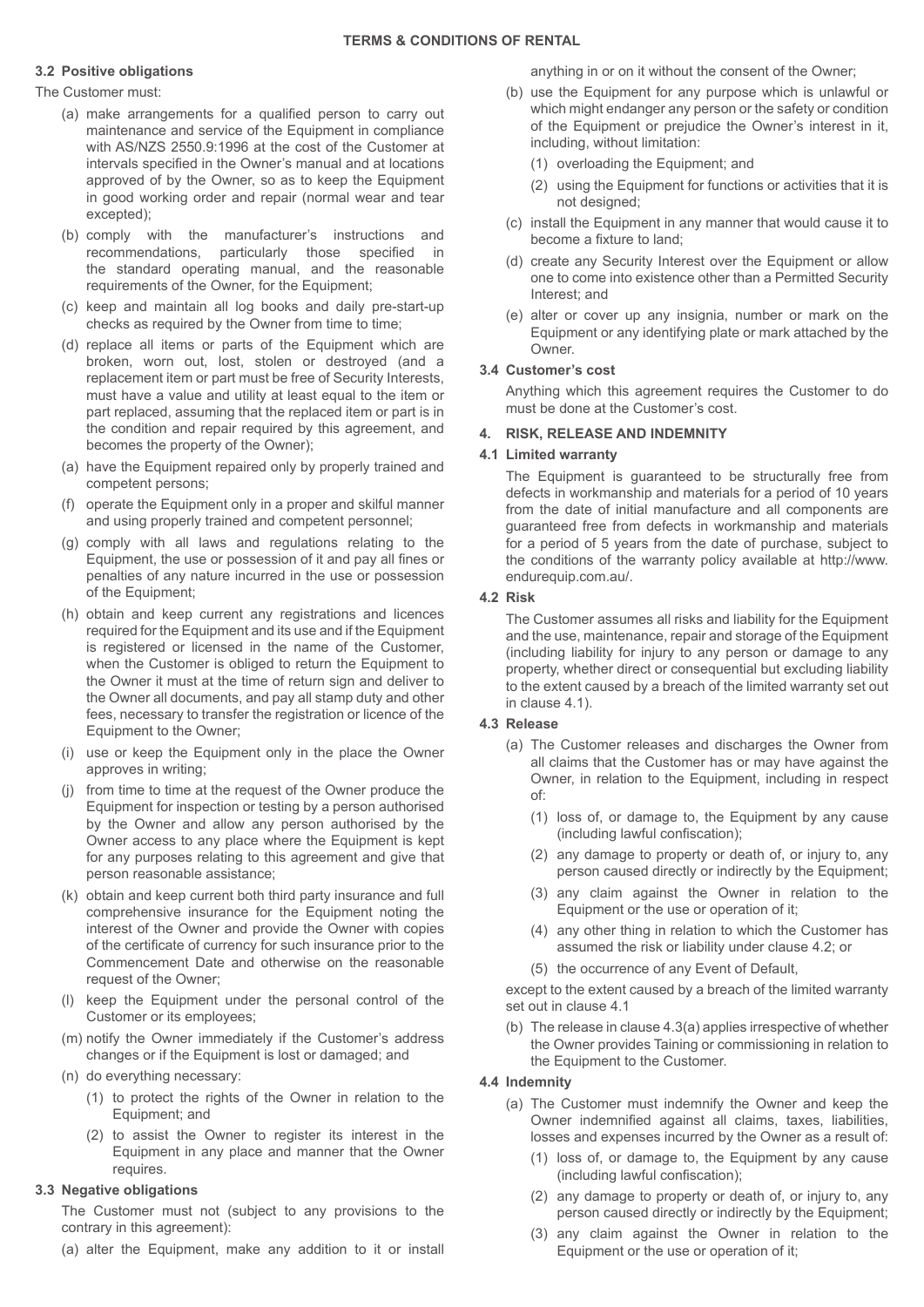**TERMS & CONDITIONS OF RENTAL**

**3.2 Positive obligations**

The Customer must:

(a) make arrangements for a qualified person to carry out maintenance and service of the Equipment in compliance with AS/NZS 2550.9:1996 at the cost of the Customer at intervals specified in the Owner's manual and at locations approved of by the Owner, so as to keep the Equipment in good working order and repair (normal wear and tear excepted);

(b) comply with the manufacturer's instructions and recommendations, particularly those specified in the standard operating manual, and the reasonable requirements of the Owner, for the Equipment;

(c) keep and maintain all log books and daily pre-start-up checks as required by the Owner from time to time;

(d) replace all items or parts of the Equipment which are broken, worn out, lost, stolen or destroyed (and a replacement item or part must be free of Security Interests, must have a value and utility at least equal to the item or part replaced, assuming that the replaced item or part is in the condition and repair required by this agreement, and becomes the property of the Owner);

(a) have the Equipment repaired only by properly trained and competent persons;

(f) operate the Equipment only in a proper and skilful manner and using properly trained and competent personnel;

(g) comply with all laws and regulations relating to the Equipment, the use or possession of it and pay all fines or penalties of any nature incurred in the use or possession of the Equipment;

(h) obtain and keep current any registrations and licences required for the Equipment and its use and if the Equipment is registered or licensed in the name of the Customer, when the Customer is obliged to return the Equipment to the Owner it must at the time of return sign and deliver to the Owner all documents, and pay all stamp duty and other fees, necessary to transfer the registration or licence of the Equipment to the Owner;

(i) use or keep the Equipment only in the place the Owner approves in writing;

(j) from time to time at the request of the Owner produce the Equipment for inspection or testing by a person authorised by the Owner and allow any person authorised by the Owner access to any place where the Equipment is kept for any purposes relating to this agreement and give that person reasonable assistance;

(k) obtain and keep current both third party insurance and full comprehensive insurance for the Equipment noting the interest of the Owner and provide the Owner with copies of the certificate of currency for such insurance prior to the Commencement Date and otherwise on the reasonable request of the Owner;

(l) keep the Equipment under the personal control of the Customer or its employees;

(m) notify the Owner immediately if the Customer's address changes or if the Equipment is lost or damaged; and

(n) do everything necessary:

(1) to protect the rights of the Owner in relation to the Equipment; and

(2) to assist the Owner to register its interest in the Equipment in any place and manner that the Owner requires.

**3.3 Negative obligations**

The Customer must not (subject to any provisions to the contrary in this agreement):

(a) alter the Equipment, make any addition to it or install anything in or on it without the consent of the Owner;

(b) use the Equipment for any purpose which is unlawful or which might endanger any person or the safety or condition of the Equipment or prejudice the Owner's interest in it, including, without limitation:

(1) overloading the Equipment; and

(2) using the Equipment for functions or activities that it is not designed;

(c) install the Equipment in any manner that would cause it to become a fixture to land;

(d) create any Security Interest over the Equipment or allow one to come into existence other than a Permitted Security Interest; and

(e) alter or cover up any insignia, number or mark on the Equipment or any identifying plate or mark attached by the Owner.

**3.4 Customer's cost**

Anything which this agreement requires the Customer to do must be done at the Customer's cost.

**4. RISK, RELEASE AND INDEMNITY**

**4.1 Limited warranty**

The Equipment is guaranteed to be structurally free from defects in workmanship and materials for a period of 10 years from the date of initial manufacture and all components are guaranteed free from defects in workmanship and materials for a period of 5 years from the date of purchase, subject to the conditions of the warranty policy available at http://www.endurequip.com.au/.

**4.2 Risk**

The Customer assumes all risks and liability for the Equipment and the use, maintenance, repair and storage of the Equipment (including liability for injury to any person or damage to any property, whether direct or consequential but excluding liability to the extent caused by a breach of the limited warranty set out in clause 4.1).

**4.3 Release**

(a) The Customer releases and discharges the Owner from all claims that the Customer has or may have against the Owner, in relation to the Equipment, including in respect of:

(1) loss of, or damage to, the Equipment by any cause (including lawful confiscation);

(2) any damage to property or death of, or injury to, any person caused directly or indirectly by the Equipment;

(3) any claim against the Owner in relation to the Equipment or the use or operation of it;

(4) any other thing in relation to which the Customer has assumed the risk or liability under clause 4.2; or

(5) the occurrence of any Event of Default,

except to the extent caused by a breach of the limited warranty set out in clause 4.1

(b) The release in clause 4.3(a) applies irrespective of whether the Owner provides Taining or commissioning in relation to the Equipment to the Customer.

**4.4 Indemnity**

(a) The Customer must indemnify the Owner and keep the Owner indemnified against all claims, taxes, liabilities, losses and expenses incurred by the Owner as a result of:

(1) loss of, or damage to, the Equipment by any cause (including lawful confiscation);

(2) any damage to property or death of, or injury to, any person caused directly or indirectly by the Equipment;

(3) any claim against the Owner in relation to the Equipment or the use or operation of it;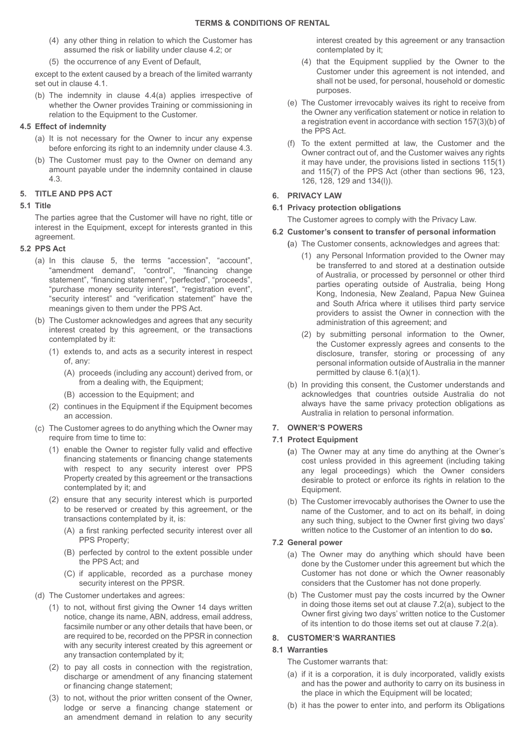(4) any other thing in relation to which the Customer has assumed the risk or liability under clause 4.2; or

(5) the occurrence of any Event of Default,

except to the extent caused by a breach of the limited warranty set out in clause 4.1.

(b) The indemnity in clause 4.4(a) applies irrespective of whether the Owner provides Training or commissioning in relation to the Equipment to the Customer.

### 4.5 Effect of indemnity

(a) It is not necessary for the Owner to incur any expense before enforcing its right to an indemnity under clause 4.3.

(b) The Customer must pay to the Owner on demand any amount payable under the indemnity contained in clause 4.3.

## 5. TITLE AND PPS ACT

### 5.1 Title

The parties agree that the Customer will have no right, title or interest in the Equipment, except for interests granted in this agreement.

### 5.2 PPS Act

(a) In this clause 5, the terms "accession", "account", "amendment demand", "control", "financing change statement", "financing statement", "perfected", "proceeds", "purchase money security interest", "registration event", "security interest" and "verification statement" have the meanings given to them under the PPS Act.

(b) The Customer acknowledges and agrees that any security interest created by this agreement, or the transactions contemplated by it:

(1) extends to, and acts as a security interest in respect of, any:

(A) proceeds (including any account) derived from, or from a dealing with, the Equipment;

(B) accession to the Equipment; and

(2) continues in the Equipment if the Equipment becomes an accession.

(c) The Customer agrees to do anything which the Owner may require from time to time to:

(1) enable the Owner to register fully valid and effective financing statements or financing change statements with respect to any security interest over PPS Property created by this agreement or the transactions contemplated by it; and

(2) ensure that any security interest which is purported to be reserved or created by this agreement, or the transactions contemplated by it, is:

(A) a first ranking perfected security interest over all PPS Property;

(B) perfected by control to the extent possible under the PPS Act; and

(C) if applicable, recorded as a purchase money security interest on the PPSR.

(d) The Customer undertakes and agrees:

(1) to not, without first giving the Owner 14 days written notice, change its name, ABN, address, email address, facsimile number or any other details that have been, or are required to be, recorded on the PPSR in connection with any security interest created by this agreement or any transaction contemplated by it;

(2) to pay all costs in connection with the registration, discharge or amendment of any financing statement or financing change statement;

(3) to not, without the prior written consent of the Owner, lodge or serve a financing change statement or an amendment demand in relation to any security interest created by this agreement or any transaction contemplated by it;

(4) that the Equipment supplied by the Owner to the Customer under this agreement is not intended, and shall not be used, for personal, household or domestic purposes.

(e) The Customer irrevocably waives its right to receive from the Owner any verification statement or notice in relation to a registration event in accordance with section 157(3)(b) of the PPS Act.

(f) To the extent permitted at law, the Customer and the Owner contract out of, and the Customer waives any rights it may have under, the provisions listed in sections 115(1) and 115(7) of the PPS Act (other than sections 96, 123, 126, 128, 129 and 134(l)).

## 6. PRIVACY LAW

### 6.1 Privacy protection obligations

The Customer agrees to comply with the Privacy Law.

### 6.2 Customer's consent to transfer of personal information

(a) The Customer consents, acknowledges and agrees that:

(1) any Personal Information provided to the Owner may be transferred to and stored at a destination outside of Australia, or processed by personnel or other third parties operating outside of Australia, being Hong Kong, Indonesia, New Zealand, Papua New Guinea and South Africa where it utilises third party service providers to assist the Owner in connection with the administration of this agreement; and

(2) by submitting personal information to the Owner, the Customer expressly agrees and consents to the disclosure, transfer, storing or processing of any personal information outside of Australia in the manner permitted by clause 6.1(a)(1).

(b) In providing this consent, the Customer understands and acknowledges that countries outside Australia do not always have the same privacy protection obligations as Australia in relation to personal information.

## 7. OWNER'S POWERS

### 7.1 Protect Equipment

(a) The Owner may at any time do anything at the Owner's cost unless provided in this agreement (including taking any legal proceedings) which the Owner considers desirable to protect or enforce its rights in relation to the Equipment.

(b) The Customer irrevocably authorises the Owner to use the name of the Customer, and to act on its behalf, in doing any such thing, subject to the Owner first giving two days' written notice to the Customer of an intention to do **so.**

### 7.2 General power

(a) The Owner may do anything which should have been done by the Customer under this agreement but which the Customer has not done or which the Owner reasonably considers that the Customer has not done properly.

(b) The Customer must pay the costs incurred by the Owner in doing those items set out at clause 7.2(a), subject to the Owner first giving two days' written notice to the Customer of its intention to do those items set out at clause 7.2(a).

## 8. CUSTOMER'S WARRANTIES

### 8.1 Warranties

The Customer warrants that:

(a) if it is a corporation, it is duly incorporated, validly exists and has the power and authority to carry on its business in the place in which the Equipment will be located;

(b) it has the power to enter into, and perform its Obligations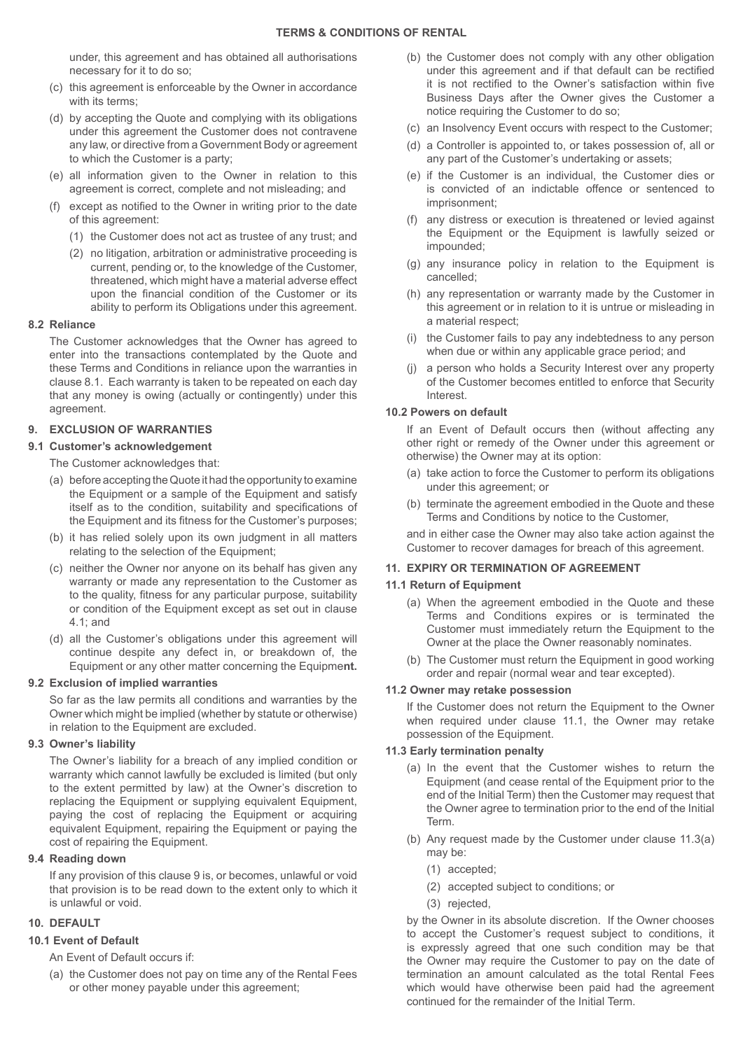under, this agreement and has obtained all authorisations necessary for it to do so;

(c) this agreement is enforceable by the Owner in accordance with its terms;

(d) by accepting the Quote and complying with its obligations under this agreement the Customer does not contravene any law, or directive from a Government Body or agreement to which the Customer is a party;

(e) all information given to the Owner in relation to this agreement is correct, complete and not misleading; and

(f) except as notified to the Owner in writing prior to the date of this agreement:

(1) the Customer does not act as trustee of any trust; and

(2) no litigation, arbitration or administrative proceeding is current, pending or, to the knowledge of the Customer, threatened, which might have a material adverse effect upon the financial condition of the Customer or its ability to perform its Obligations under this agreement.

**8.2 Reliance**

The Customer acknowledges that the Owner has agreed to enter into the transactions contemplated by the Quote and these Terms and Conditions in reliance upon the warranties in clause 8.1. Each warranty is taken to be repeated on each day that any money is owing (actually or contingently) under this agreement.

## 9. EXCLUSION OF WARRANTIES

**9.1 Customer's acknowledgement**

The Customer acknowledges that:

(a) before accepting the Quote it had the opportunity to examine the Equipment or a sample of the Equipment and satisfy itself as to the condition, suitability and specifications of the Equipment and its fitness for the Customer's purposes;

(b) it has relied solely upon its own judgment in all matters relating to the selection of the Equipment;

(c) neither the Owner nor anyone on its behalf has given any warranty or made any representation to the Customer as to the quality, fitness for any particular purpose, suitability or condition of the Equipment except as set out in clause 4.1; and

(d) all the Customer's obligations under this agreement will continue despite any defect in, or breakdown of, the Equipment or any other matter concerning the Equipme**nt.**

**9.2 Exclusion of implied warranties**

So far as the law permits all conditions and warranties by the Owner which might be implied (whether by statute or otherwise) in relation to the Equipment are excluded.

**9.3 Owner's liability**

The Owner's liability for a breach of any implied condition or warranty which cannot lawfully be excluded is limited (but only to the extent permitted by law) at the Owner's discretion to replacing the Equipment or supplying equivalent Equipment, paying the cost of replacing the Equipment or acquiring equivalent Equipment, repairing the Equipment or paying the cost of repairing the Equipment.

**9.4 Reading down**

If any provision of this clause 9 is, or becomes, unlawful or void that provision is to be read down to the extent only to which it is unlawful or void.

## 10. DEFAULT

**10.1 Event of Default**

An Event of Default occurs if:

(a) the Customer does not pay on time any of the Rental Fees or other money payable under this agreement;

(b) the Customer does not comply with any other obligation under this agreement and if that default can be rectified it is not rectified to the Owner's satisfaction within five Business Days after the Owner gives the Customer a notice requiring the Customer to do so;

(c) an Insolvency Event occurs with respect to the Customer;

(d) a Controller is appointed to, or takes possession of, all or any part of the Customer's undertaking or assets;

(e) if the Customer is an individual, the Customer dies or is convicted of an indictable offence or sentenced to imprisonment;

(f) any distress or execution is threatened or levied against the Equipment or the Equipment is lawfully seized or impounded;

(g) any insurance policy in relation to the Equipment is cancelled;

(h) any representation or warranty made by the Customer in this agreement or in relation to it is untrue or misleading in a material respect;

(i) the Customer fails to pay any indebtedness to any person when due or within any applicable grace period; and

(j) a person who holds a Security Interest over any property of the Customer becomes entitled to enforce that Security Interest.

**10.2 Powers on default**

If an Event of Default occurs then (without affecting any other right or remedy of the Owner under this agreement or otherwise) the Owner may at its option:

(a) take action to force the Customer to perform its obligations under this agreement; or

(b) terminate the agreement embodied in the Quote and these Terms and Conditions by notice to the Customer,

and in either case the Owner may also take action against the Customer to recover damages for breach of this agreement.

## 11. EXPIRY OR TERMINATION OF AGREEMENT

**11.1 Return of Equipment**

(a) When the agreement embodied in the Quote and these Terms and Conditions expires or is terminated the Customer must immediately return the Equipment to the Owner at the place the Owner reasonably nominates.

(b) The Customer must return the Equipment in good working order and repair (normal wear and tear excepted).

**11.2 Owner may retake possession**

If the Customer does not return the Equipment to the Owner when required under clause 11.1, the Owner may retake possession of the Equipment.

**11.3 Early termination penalty**

(a) In the event that the Customer wishes to return the Equipment (and cease rental of the Equipment prior to the end of the Initial Term) then the Customer may request that the Owner agree to termination prior to the end of the Initial Term.

(b) Any request made by the Customer under clause 11.3(a) may be:

(1) accepted;

(2) accepted subject to conditions; or

(3) rejected,

by the Owner in its absolute discretion. If the Owner chooses to accept the Customer's request subject to conditions, it is expressly agreed that one such condition may be that the Owner may require the Customer to pay on the date of termination an amount calculated as the total Rental Fees which would have otherwise been paid had the agreement continued for the remainder of the Initial Term.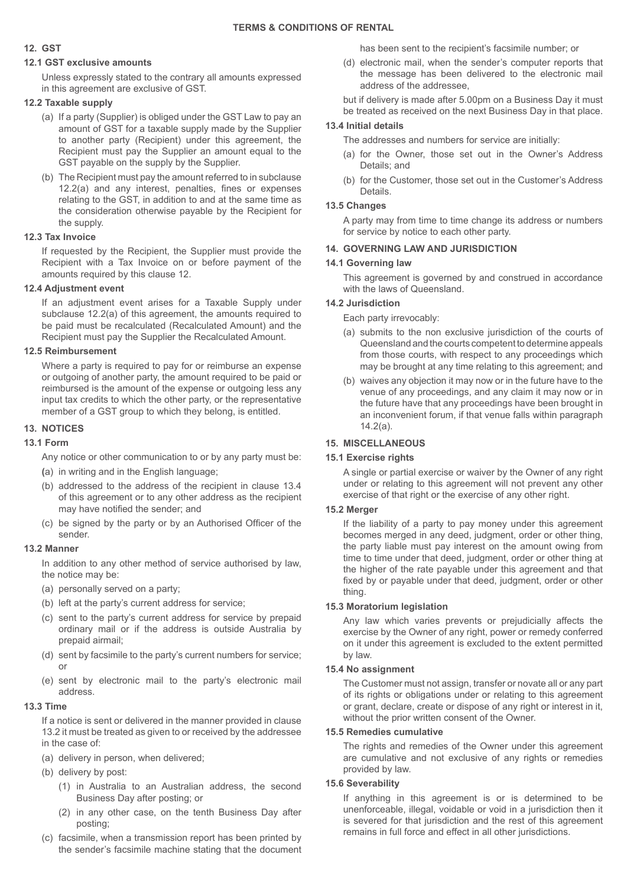# TERMS & CONDITIONS OF RENTAL

## 12. GST

### 12.1 GST exclusive amounts

Unless expressly stated to the contrary all amounts expressed in this agreement are exclusive of GST.

### 12.2 Taxable supply

(a) If a party (Supplier) is obliged under the GST Law to pay an amount of GST for a taxable supply made by the Supplier to another party (Recipient) under this agreement, the Recipient must pay the Supplier an amount equal to the GST payable on the supply by the Supplier.

(b) The Recipient must pay the amount referred to in subclause 12.2(a) and any interest, penalties, fines or expenses relating to the GST, in addition to and at the same time as the consideration otherwise payable by the Recipient for the supply.

### 12.3 Tax Invoice

If requested by the Recipient, the Supplier must provide the Recipient with a Tax Invoice on or before payment of the amounts required by this clause 12.

### 12.4 Adjustment event

If an adjustment event arises for a Taxable Supply under subclause 12.2(a) of this agreement, the amounts required to be paid must be recalculated (Recalculated Amount) and the Recipient must pay the Supplier the Recalculated Amount.

### 12.5 Reimbursement

Where a party is required to pay for or reimburse an expense or outgoing of another party, the amount required to be paid or reimbursed is the amount of the expense or outgoing less any input tax credits to which the other party, or the representative member of a GST group to which they belong, is entitled.

## 13. NOTICES

### 13.1 Form

Any notice or other communication to or by any party must be:

(a) in writing and in the English language;

(b) addressed to the address of the recipient in clause 13.4 of this agreement or to any other address as the recipient may have notified the sender; and

(c) be signed by the party or by an Authorised Officer of the sender.

### 13.2 Manner

In addition to any other method of service authorised by law, the notice may be:

(a) personally served on a party;

(b) left at the party's current address for service;

(c) sent to the party's current address for service by prepaid ordinary mail or if the address is outside Australia by prepaid airmail;

(d) sent by facsimile to the party's current numbers for service; or

(e) sent by electronic mail to the party's electronic mail address.

### 13.3 Time

If a notice is sent or delivered in the manner provided in clause 13.2 it must be treated as given to or received by the addressee in the case of:

(a) delivery in person, when delivered;

(b) delivery by post:

(1) in Australia to an Australian address, the second Business Day after posting; or

(2) in any other case, on the tenth Business Day after posting;

(c) facsimile, when a transmission report has been printed by the sender's facsimile machine stating that the document has been sent to the recipient's facsimile number; or

(d) electronic mail, when the sender's computer reports that the message has been delivered to the electronic mail address of the addressee,

but if delivery is made after 5.00pm on a Business Day it must be treated as received on the next Business Day in that place.

### 13.4 Initial details

The addresses and numbers for service are initially:

(a) for the Owner, those set out in the Owner's Address Details; and

(b) for the Customer, those set out in the Customer's Address Details.

### 13.5 Changes

A party may from time to time change its address or numbers for service by notice to each other party.

## 14. GOVERNING LAW AND JURISDICTION

### 14.1 Governing law

This agreement is governed by and construed in accordance with the laws of Queensland.

### 14.2 Jurisdiction

Each party irrevocably:

(a) submits to the non exclusive jurisdiction of the courts of Queensland and the courts competent to determine appeals from those courts, with respect to any proceedings which may be brought at any time relating to this agreement; and

(b) waives any objection it may now or in the future have to the venue of any proceedings, and any claim it may now or in the future have that any proceedings have been brought in an inconvenient forum, if that venue falls within paragraph 14.2(a).

## 15. MISCELLANEOUS

### 15.1 Exercise rights

A single or partial exercise or waiver by the Owner of any right under or relating to this agreement will not prevent any other exercise of that right or the exercise of any other right.

### 15.2 Merger

If the liability of a party to pay money under this agreement becomes merged in any deed, judgment, order or other thing, the party liable must pay interest on the amount owing from time to time under that deed, judgment, order or other thing at the higher of the rate payable under this agreement and that fixed by or payable under that deed, judgment, order or other thing.

### 15.3 Moratorium legislation

Any law which varies prevents or prejudicially affects the exercise by the Owner of any right, power or remedy conferred on it under this agreement is excluded to the extent permitted by law.

### 15.4 No assignment

The Customer must not assign, transfer or novate all or any part of its rights or obligations under or relating to this agreement or grant, declare, create or dispose of any right or interest in it, without the prior written consent of the Owner.

### 15.5 Remedies cumulative

The rights and remedies of the Owner under this agreement are cumulative and not exclusive of any rights or remedies provided by law.

### 15.6 Severability

If anything in this agreement is or is determined to be unenforceable, illegal, voidable or void in a jurisdiction then it is severed for that jurisdiction and the rest of this agreement remains in full force and effect in all other jurisdictions.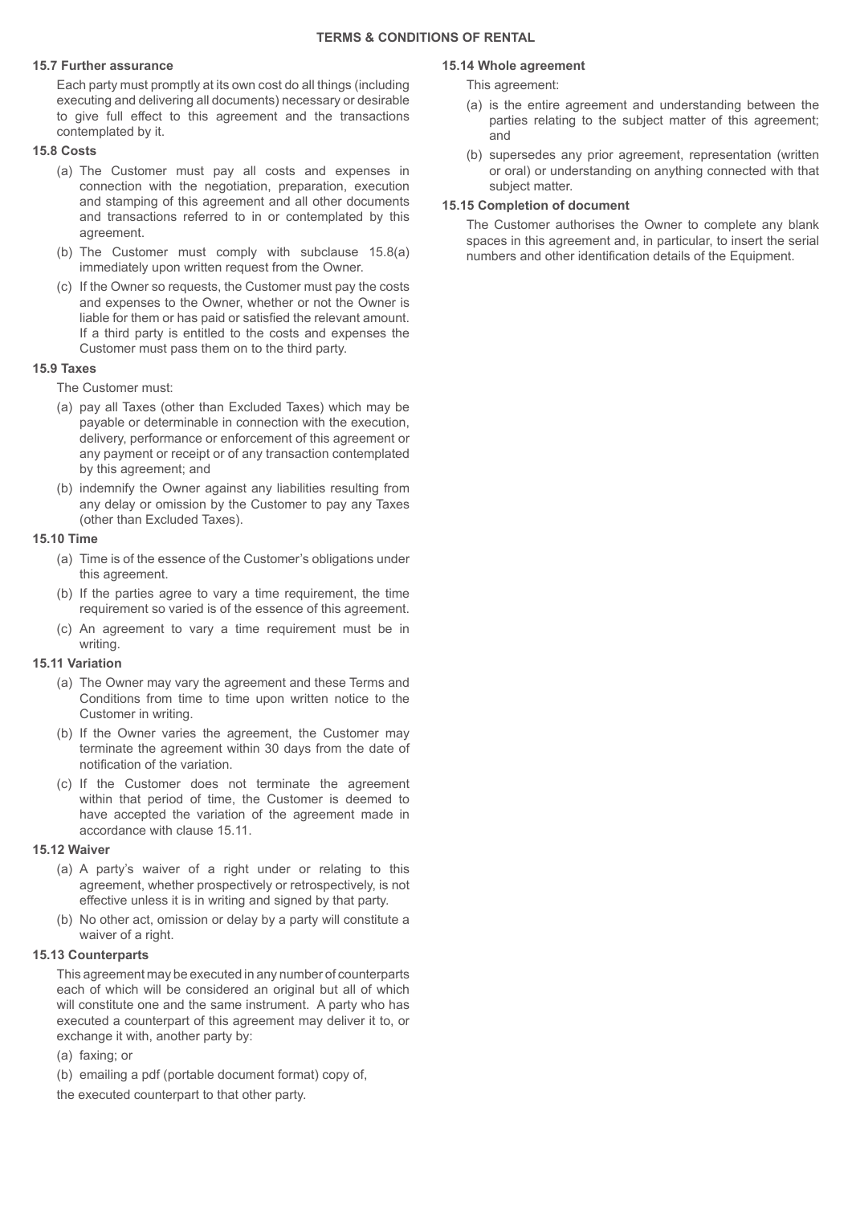**TERMS & CONDITIONS OF RENTAL**

**15.7 Further assurance**

Each party must promptly at its own cost do all things (including executing and delivering all documents) necessary or desirable to give full effect to this agreement and the transactions contemplated by it.

**15.8 Costs**

(a) The Customer must pay all costs and expenses in connection with the negotiation, preparation, execution and stamping of this agreement and all other documents and transactions referred to in or contemplated by this agreement.

(b) The Customer must comply with subclause 15.8(a) immediately upon written request from the Owner.

(c) If the Owner so requests, the Customer must pay the costs and expenses to the Owner, whether or not the Owner is liable for them or has paid or satisfied the relevant amount. If a third party is entitled to the costs and expenses the Customer must pass them on to the third party.

**15.9 Taxes**

The Customer must:

(a) pay all Taxes (other than Excluded Taxes) which may be payable or determinable in connection with the execution, delivery, performance or enforcement of this agreement or any payment or receipt or of any transaction contemplated by this agreement; and

(b) indemnify the Owner against any liabilities resulting from any delay or omission by the Customer to pay any Taxes (other than Excluded Taxes).

**15.10 Time**

(a) Time is of the essence of the Customer's obligations under this agreement.

(b) If the parties agree to vary a time requirement, the time requirement so varied is of the essence of this agreement.

(c) An agreement to vary a time requirement must be in writing.

**15.11 Variation**

(a) The Owner may vary the agreement and these Terms and Conditions from time to time upon written notice to the Customer in writing.

(b) If the Owner varies the agreement, the Customer may terminate the agreement within 30 days from the date of notification of the variation.

(c) If the Customer does not terminate the agreement within that period of time, the Customer is deemed to have accepted the variation of the agreement made in accordance with clause 15.11.

**15.12 Waiver**

(a) A party's waiver of a right under or relating to this agreement, whether prospectively or retrospectively, is not effective unless it is in writing and signed by that party.

(b) No other act, omission or delay by a party will constitute a waiver of a right.

**15.13 Counterparts**

This agreement may be executed in any number of counterparts each of which will be considered an original but all of which will constitute one and the same instrument. A party who has executed a counterpart of this agreement may deliver it to, or exchange it with, another party by:

(a) faxing; or

(b) emailing a pdf (portable document format) copy of,

the executed counterpart to that other party.

**15.14 Whole agreement**

This agreement:

(a) is the entire agreement and understanding between the parties relating to the subject matter of this agreement; and

(b) supersedes any prior agreement, representation (written or oral) or understanding on anything connected with that subject matter.

**15.15 Completion of document**

The Customer authorises the Owner to complete any blank spaces in this agreement and, in particular, to insert the serial numbers and other identification details of the Equipment.